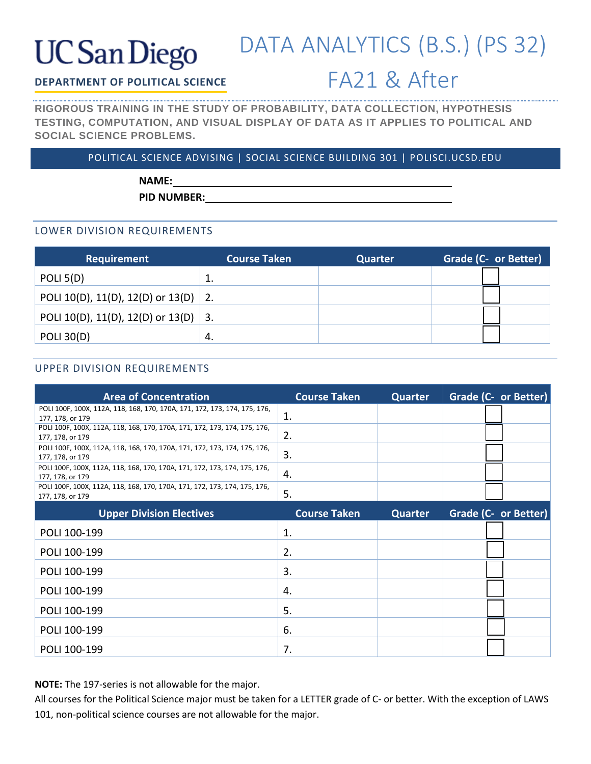UC San Diego

**DEPARTMENT OF POLITICAL SCIENCE**

# DATA ANALYTICS (B.S.) (PS 32) FA21 & After

**RIGOROUS TRAINING IN THE STUDY OF PROBABILITY, DATA COLLECTION, HYPOTHESIS TESTING, COMPUTATION, AND VISUAL DISPLAY OF DATA AS IT APPLIES TO POLITICAL AND SOCIAL SCIENCE PROBLEMS.**

POLITICAL SCIENCE ADVISING | SOCIAL SCIENCE BUILDING 301 | POLISCI.UCSD.EDU

**NAME:** ____________________

**PID NUMBER:** ____________________

## LOWER DIVISION REQUIREMENTS

| Requirement | Course Taken | Quarter | Grade (C- or Better) |
|---|---|---|---|
| POLI 5(D) | 1. | | ☐ |
| POLI 10(D), 11(D), 12(D) or 13(D) | 2. | | ☐ |
| POLI 10(D), 11(D), 12(D) or 13(D) | 3. | | ☐ |
| POLI 30(D) | 4. | | ☐ |

## UPPER DIVISION REQUIREMENTS

| Area of Concentration | Course Taken | Quarter | Grade (C- or Better) |
|---|---|---|---|
| POLI 100F, 100X, 112A, 118, 168, 170, 170A, 171, 172, 173, 174, 175, 176, 177, 178, or 179 | 1. | | ☐ |
| POLI 100F, 100X, 112A, 118, 168, 170, 170A, 171, 172, 173, 174, 175, 176, 177, 178, or 179 | 2. | | ☐ |
| POLI 100F, 100X, 112A, 118, 168, 170, 170A, 171, 172, 173, 174, 175, 176, 177, 178, or 179 | 3. | | ☐ |
| POLI 100F, 100X, 112A, 118, 168, 170, 170A, 171, 172, 173, 174, 175, 176, 177, 178, or 179 | 4. | | ☐ |
| POLI 100F, 100X, 112A, 118, 168, 170, 170A, 171, 172, 173, 174, 175, 176, 177, 178, or 179 | 5. | | ☐ |
| **Upper Division Electives** | **Course Taken** | **Quarter** | **Grade (C- or Better)** |
| POLI 100-199 | 1. | | ☐ |
| POLI 100-199 | 2. | | ☐ |
| POLI 100-199 | 3. | | ☐ |
| POLI 100-199 | 4. | | ☐ |
| POLI 100-199 | 5. | | ☐ |
| POLI 100-199 | 6. | | ☐ |
| POLI 100-199 | 7. | | ☐ |

**NOTE:** The 197-series is not allowable for the major.

All courses for the Political Science major must be taken for a LETTER grade of C- or better. With the exception of LAWS 101, non-political science courses are not allowable for the major.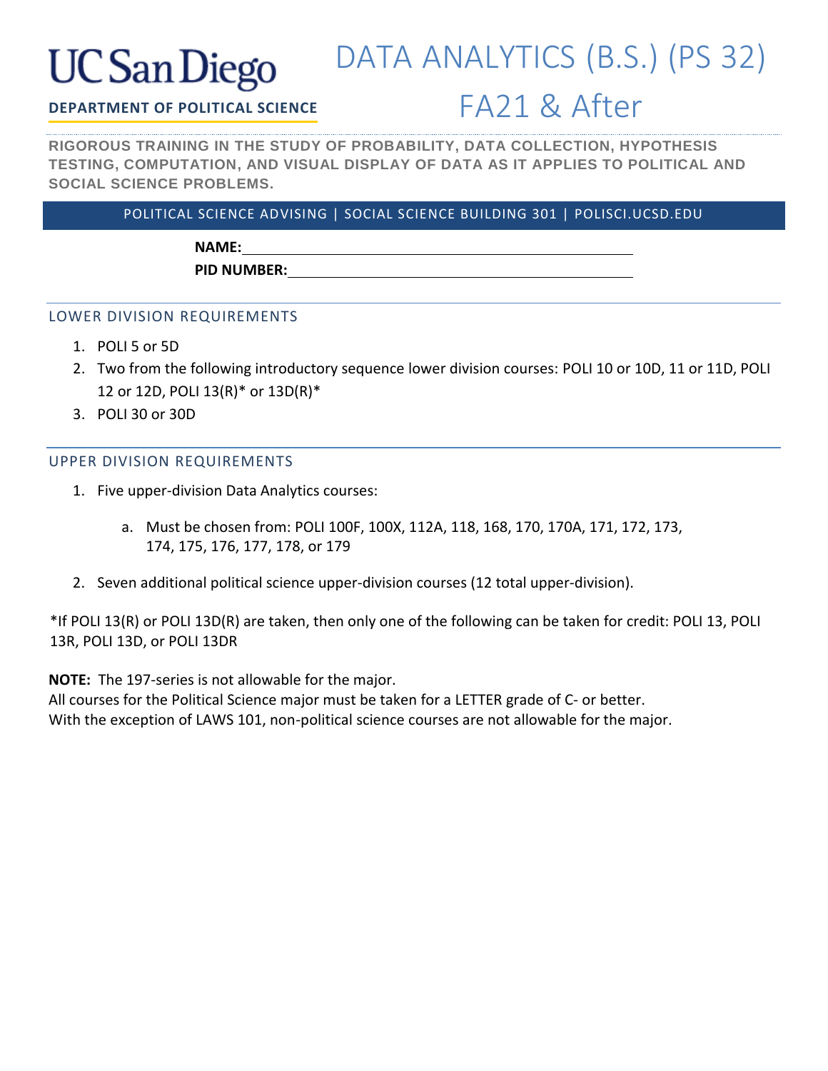# UC San Diego

**DEPARTMENT OF POLITICAL SCIENCE**

# DATA ANALYTICS (B.S.) (PS 32)

# FA21 & After

**RIGOROUS TRAINING IN THE STUDY OF PROBABILITY, DATA COLLECTION, HYPOTHESIS TESTING, COMPUTATION, AND VISUAL DISPLAY OF DATA AS IT APPLIES TO POLITICAL AND SOCIAL SCIENCE PROBLEMS.**

POLITICAL SCIENCE ADVISING | SOCIAL SCIENCE BUILDING 301 | POLISCI.UCSD.EDU

**NAME:** ______________________________

**PID NUMBER:** ______________________________

## LOWER DIVISION REQUIREMENTS

1. POLI 5 or 5D
2. Two from the following introductory sequence lower division courses: POLI 10 or 10D, 11 or 11D, POLI 12 or 12D, POLI 13(R)* or 13D(R)*
3. POLI 30 or 30D

## UPPER DIVISION REQUIREMENTS

1. Five upper-division Data Analytics courses:
   a. Must be chosen from: POLI 100F, 100X, 112A, 118, 168, 170, 170A, 171, 172, 173, 174, 175, 176, 177, 178, or 179
2. Seven additional political science upper-division courses (12 total upper-division).

*If POLI 13(R) or POLI 13D(R) are taken, then only one of the following can be taken for credit: POLI 13, POLI 13R, POLI 13D, or POLI 13DR

**NOTE:** The 197-series is not allowable for the major.
All courses for the Political Science major must be taken for a LETTER grade of C- or better.
With the exception of LAWS 101, non-political science courses are not allowable for the major.